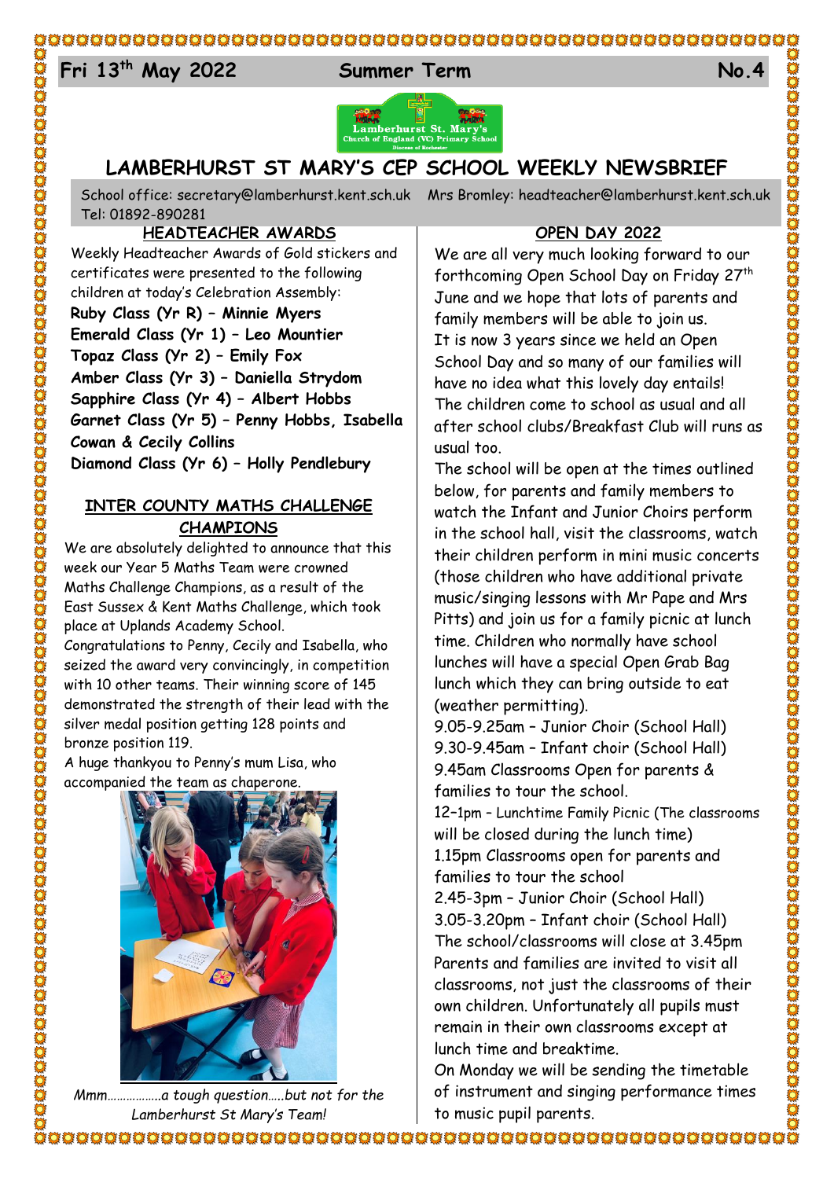Fri 13th May 2022 Summer Term No.4

# LAMBERHURST ST MARY'S CEP SCHOOL WEEKLY NEWSBRIEF

School office: secretary@lamberhurst.kent.sch.uk Mrs Bromley: headteacher@lamberhurst.kent.sch.uk
Tel: 01892-890281

## HEADTEACHER AWARDS

Weekly Headteacher Awards of Gold stickers and certificates were presented to the following children at today's Celebration Assembly:

**Ruby Class (Yr R) – Minnie Myers**
**Emerald Class (Yr 1) – Leo Mountier**
**Topaz Class (Yr 2) – Emily Fox**
**Amber Class (Yr 3) – Daniella Strydom**
**Sapphire Class (Yr 4) – Albert Hobbs**
**Garnet Class (Yr 5) – Penny Hobbs, Isabella Cowan & Cecily Collins**
**Diamond Class (Yr 6) – Holly Pendlebury**

## INTER COUNTY MATHS CHALLENGE CHAMPIONS

We are absolutely delighted to announce that this week our Year 5 Maths Team were crowned Maths Challenge Champions, as a result of the East Sussex & Kent Maths Challenge, which took place at Uplands Academy School.

Congratulations to Penny, Cecily and Isabella, who seized the award very convincingly, in competition with 10 other teams. Their winning score of 145 demonstrated the strength of their lead with the silver medal position getting 128 points and bronze position 119.

A huge thankyou to Penny's mum Lisa, who accompanied the team as chaperone.

*Mmm……………a tough question…..but not for the Lamberhurst St Mary's Team!*

## OPEN DAY 2022

We are all very much looking forward to our forthcoming Open School Day on Friday 27th June and we hope that lots of parents and family members will be able to join us.

It is now 3 years since we held an Open School Day and so many of our families will have no idea what this lovely day entails! The children come to school as usual and all after school clubs/Breakfast Club will runs as usual too.

The school will be open at the times outlined below, for parents and family members to watch the Infant and Junior Choirs perform in the school hall, visit the classrooms, watch their children perform in mini music concerts (those children who have additional private music/singing lessons with Mr Pape and Mrs Pitts) and join us for a family picnic at lunch time. Children who normally have school lunches will have a special Open Grab Bag lunch which they can bring outside to eat (weather permitting).

9.05-9.25am – Junior Choir (School Hall)
9.30-9.45am – Infant choir (School Hall)
9.45am Classrooms Open for parents & families to tour the school.
12–1pm – Lunchtime Family Picnic (The classrooms will be closed during the lunch time)
1.15pm Classrooms open for parents and families to tour the school
2.45-3pm – Junior Choir (School Hall)
3.05-3.20pm – Infant choir (School Hall)
The school/classrooms will close at 3.45pm

Parents and families are invited to visit all classrooms, not just the classrooms of their own children. Unfortunately all pupils must remain in their own classrooms except at lunch time and breaktime.

On Monday we will be sending the timetable of instrument and singing performance times to music pupil parents.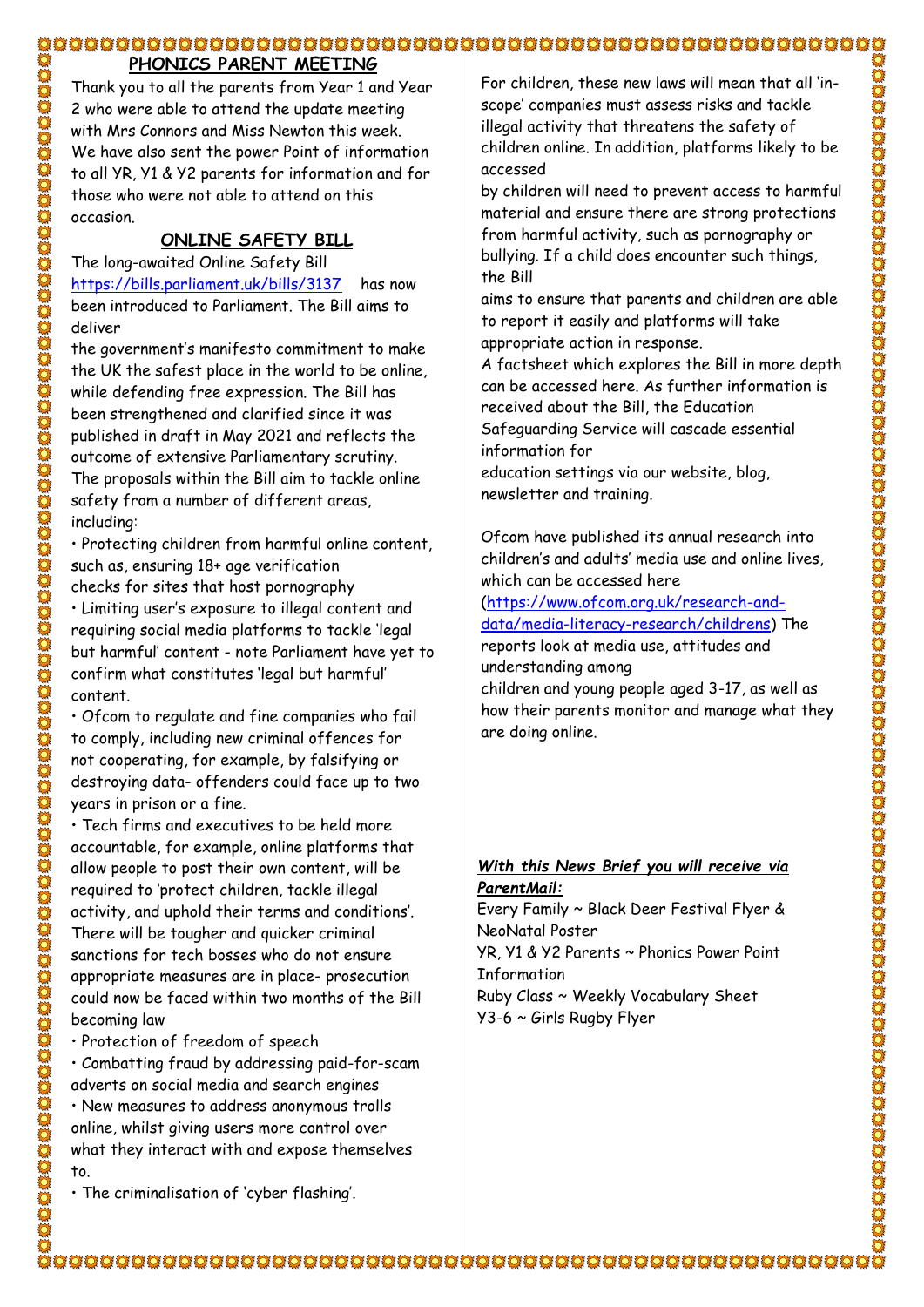## PHONICS PARENT MEETING

Thank you to all the parents from Year 1 and Year 2 who were able to attend the update meeting with Mrs Connors and Miss Newton this week. We have also sent the power Point of information to all YR, Y1 & Y2 parents for information and for those who were not able to attend on this occasion.

## ONLINE SAFETY BILL

The long-awaited Online Safety Bill https://bills.parliament.uk/bills/3137 has now been introduced to Parliament. The Bill aims to deliver the government's manifesto commitment to make the UK the safest place in the world to be online, while defending free expression. The Bill has been strengthened and clarified since it was published in draft in May 2021 and reflects the outcome of extensive Parliamentary scrutiny. The proposals within the Bill aim to tackle online safety from a number of different areas, including:

- Protecting children from harmful online content, such as, ensuring 18+ age verification checks for sites that host pornography
- Limiting user's exposure to illegal content and requiring social media platforms to tackle 'legal but harmful' content - note Parliament have yet to confirm what constitutes 'legal but harmful' content.
- Ofcom to regulate and fine companies who fail to comply, including new criminal offences for not cooperating, for example, by falsifying or destroying data- offenders could face up to two years in prison or a fine.
- Tech firms and executives to be held more accountable, for example, online platforms that allow people to post their own content, will be required to 'protect children, tackle illegal activity, and uphold their terms and conditions'. There will be tougher and quicker criminal sanctions for tech bosses who do not ensure appropriate measures are in place- prosecution could now be faced within two months of the Bill becoming law
- Protection of freedom of speech
- Combatting fraud by addressing paid-for-scam adverts on social media and search engines
- New measures to address anonymous trolls online, whilst giving users more control over what they interact with and expose themselves to.
- The criminalisation of 'cyber flashing'.

For children, these new laws will mean that all 'in-scope' companies must assess risks and tackle illegal activity that threatens the safety of children online. In addition, platforms likely to be accessed by children will need to prevent access to harmful material and ensure there are strong protections from harmful activity, such as pornography or bullying. If a child does encounter such things, the Bill aims to ensure that parents and children are able to report it easily and platforms will take appropriate action in response.

A factsheet which explores the Bill in more depth can be accessed here. As further information is received about the Bill, the Education Safeguarding Service will cascade essential information for education settings via our website, blog, newsletter and training.

Ofcom have published its annual research into children's and adults' media use and online lives, which can be accessed here (https://www.ofcom.org.uk/research-and-data/media-literacy-research/childrens) The reports look at media use, attitudes and understanding among children and young people aged 3-17, as well as how their parents monitor and manage what they are doing online.

***With this News Brief you will receive via ParentMail:***

Every Family ~ Black Deer Festival Flyer & NeoNatal Poster
YR, Y1 & Y2 Parents ~ Phonics Power Point Information
Ruby Class ~ Weekly Vocabulary Sheet
Y3-6 ~ Girls Rugby Flyer